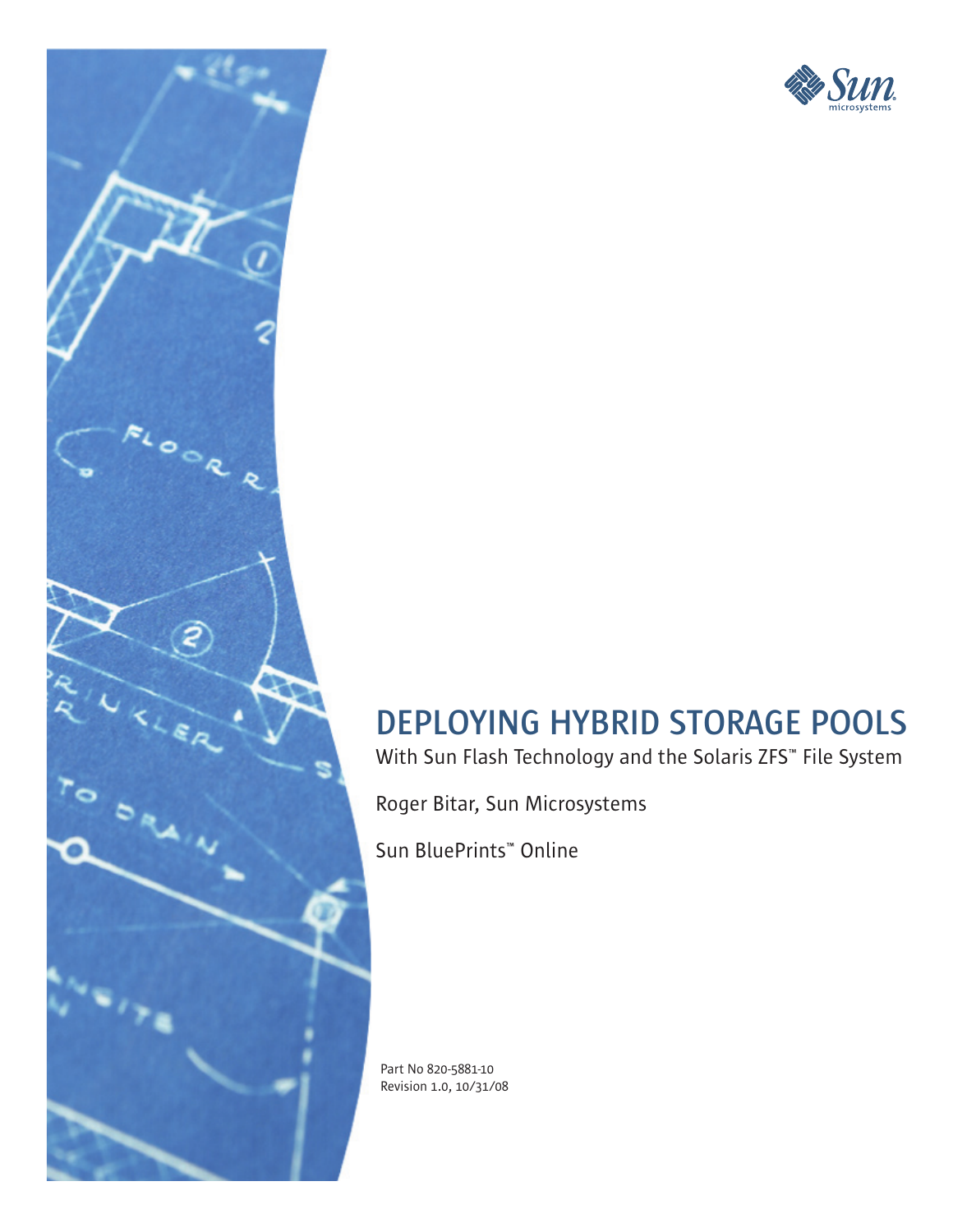# DEPLOYING HYBRID STORAGE POOLS

With Sun Flash Technology and the Solaris ZFS™ File System

Roger Bitar, Sun Microsystems

Sun BluePrints™ Online

Part No 820-5881-10
Revision 1.0, 10/31/08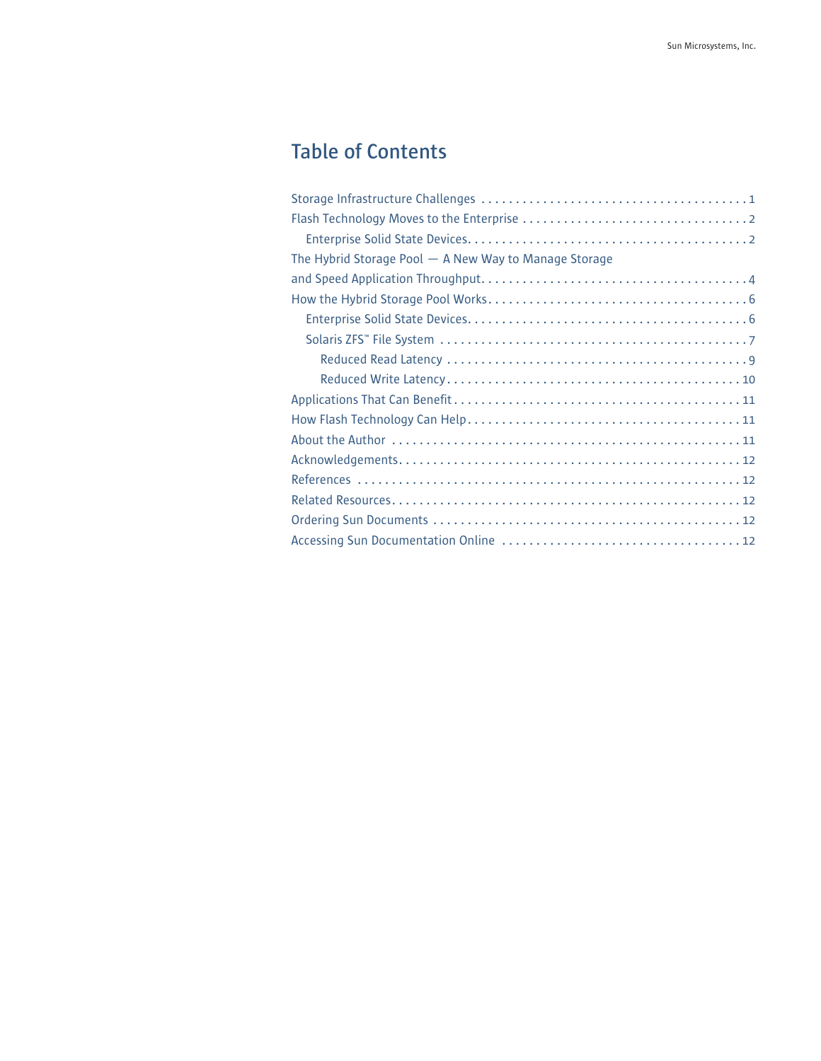# Table of Contents

- Storage Infrastructure Challenges . . . . . . . . . . 1
- Flash Technology Moves to the Enterprise . . . . . . . . . . 2
  - Enterprise Solid State Devices . . . . . . . . . . 2
- The Hybrid Storage Pool — A New Way to Manage Storage and Speed Application Throughput . . . . . . . . . . 4
- How the Hybrid Storage Pool Works . . . . . . . . . . 6
  - Enterprise Solid State Devices . . . . . . . . . . 6
  - Solaris ZFS™ File System . . . . . . . . . . 7
    - Reduced Read Latency . . . . . . . . . . 9
    - Reduced Write Latency . . . . . . . . . . 10
- Applications That Can Benefit . . . . . . . . . . 11
- How Flash Technology Can Help . . . . . . . . . . 11
- About the Author . . . . . . . . . . 11
- Acknowledgements . . . . . . . . . . 12
- References . . . . . . . . . . 12
- Related Resources . . . . . . . . . . 12
- Ordering Sun Documents . . . . . . . . . . 12
- Accessing Sun Documentation Online . . . . . . . . . . 12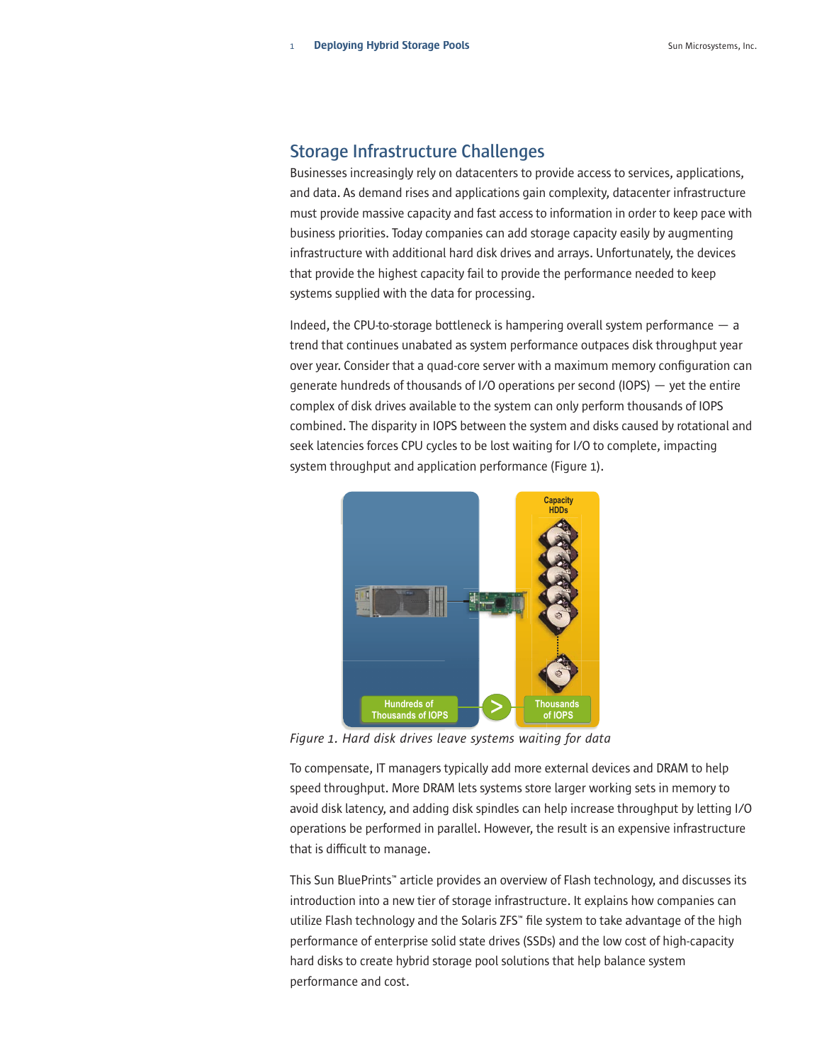## Storage Infrastructure Challenges

Businesses increasingly rely on datacenters to provide access to services, applications, and data. As demand rises and applications gain complexity, datacenter infrastructure must provide massive capacity and fast access to information in order to keep pace with business priorities. Today companies can add storage capacity easily by augmenting infrastructure with additional hard disk drives and arrays. Unfortunately, the devices that provide the highest capacity fail to provide the performance needed to keep systems supplied with the data for processing.

Indeed, the CPU-to-storage bottleneck is hampering overall system performance — a trend that continues unabated as system performance outpaces disk throughput year over year. Consider that a quad-core server with a maximum memory configuration can generate hundreds of thousands of I/O operations per second (IOPS) — yet the entire complex of disk drives available to the system can only perform thousands of IOPS combined. The disparity in IOPS between the system and disks caused by rotational and seek latencies forces CPU cycles to be lost waiting for I/O to complete, impacting system throughput and application performance (Figure 1).

*Figure 1. Hard disk drives leave systems waiting for data*

To compensate, IT managers typically add more external devices and DRAM to help speed throughput. More DRAM lets systems store larger working sets in memory to avoid disk latency, and adding disk spindles can help increase throughput by letting I/O operations be performed in parallel. However, the result is an expensive infrastructure that is difficult to manage.

This Sun BluePrints™ article provides an overview of Flash technology, and discusses its introduction into a new tier of storage infrastructure. It explains how companies can utilize Flash technology and the Solaris ZFS™ file system to take advantage of the high performance of enterprise solid state drives (SSDs) and the low cost of high-capacity hard disks to create hybrid storage pool solutions that help balance system performance and cost.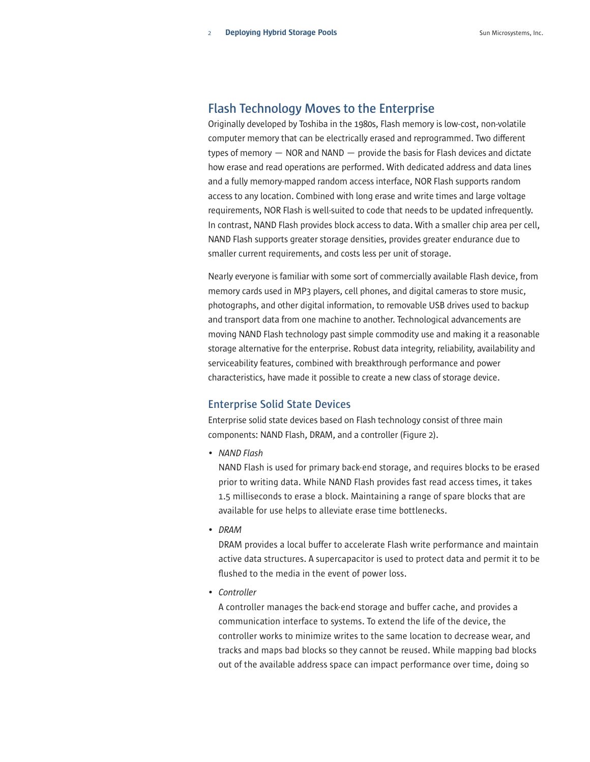## Flash Technology Moves to the Enterprise

Originally developed by Toshiba in the 1980s, Flash memory is low-cost, non-volatile computer memory that can be electrically erased and reprogrammed. Two different types of memory — NOR and NAND — provide the basis for Flash devices and dictate how erase and read operations are performed. With dedicated address and data lines and a fully memory-mapped random access interface, NOR Flash supports random access to any location. Combined with long erase and write times and large voltage requirements, NOR Flash is well-suited to code that needs to be updated infrequently. In contrast, NAND Flash provides block access to data. With a smaller chip area per cell, NAND Flash supports greater storage densities, provides greater endurance due to smaller current requirements, and costs less per unit of storage.

Nearly everyone is familiar with some sort of commercially available Flash device, from memory cards used in MP3 players, cell phones, and digital cameras to store music, photographs, and other digital information, to removable USB drives used to backup and transport data from one machine to another. Technological advancements are moving NAND Flash technology past simple commodity use and making it a reasonable storage alternative for the enterprise. Robust data integrity, reliability, availability and serviceability features, combined with breakthrough performance and power characteristics, have made it possible to create a new class of storage device.

### Enterprise Solid State Devices

Enterprise solid state devices based on Flash technology consist of three main components: NAND Flash, DRAM, and a controller (Figure 2).

- *NAND Flash*

  NAND Flash is used for primary back-end storage, and requires blocks to be erased prior to writing data. While NAND Flash provides fast read access times, it takes 1.5 milliseconds to erase a block. Maintaining a range of spare blocks that are available for use helps to alleviate erase time bottlenecks.

- *DRAM*

  DRAM provides a local buffer to accelerate Flash write performance and maintain active data structures. A supercapacitor is used to protect data and permit it to be flushed to the media in the event of power loss.

- *Controller*

  A controller manages the back-end storage and buffer cache, and provides a communication interface to systems. To extend the life of the device, the controller works to minimize writes to the same location to decrease wear, and tracks and maps bad blocks so they cannot be reused. While mapping bad blocks out of the available address space can impact performance over time, doing so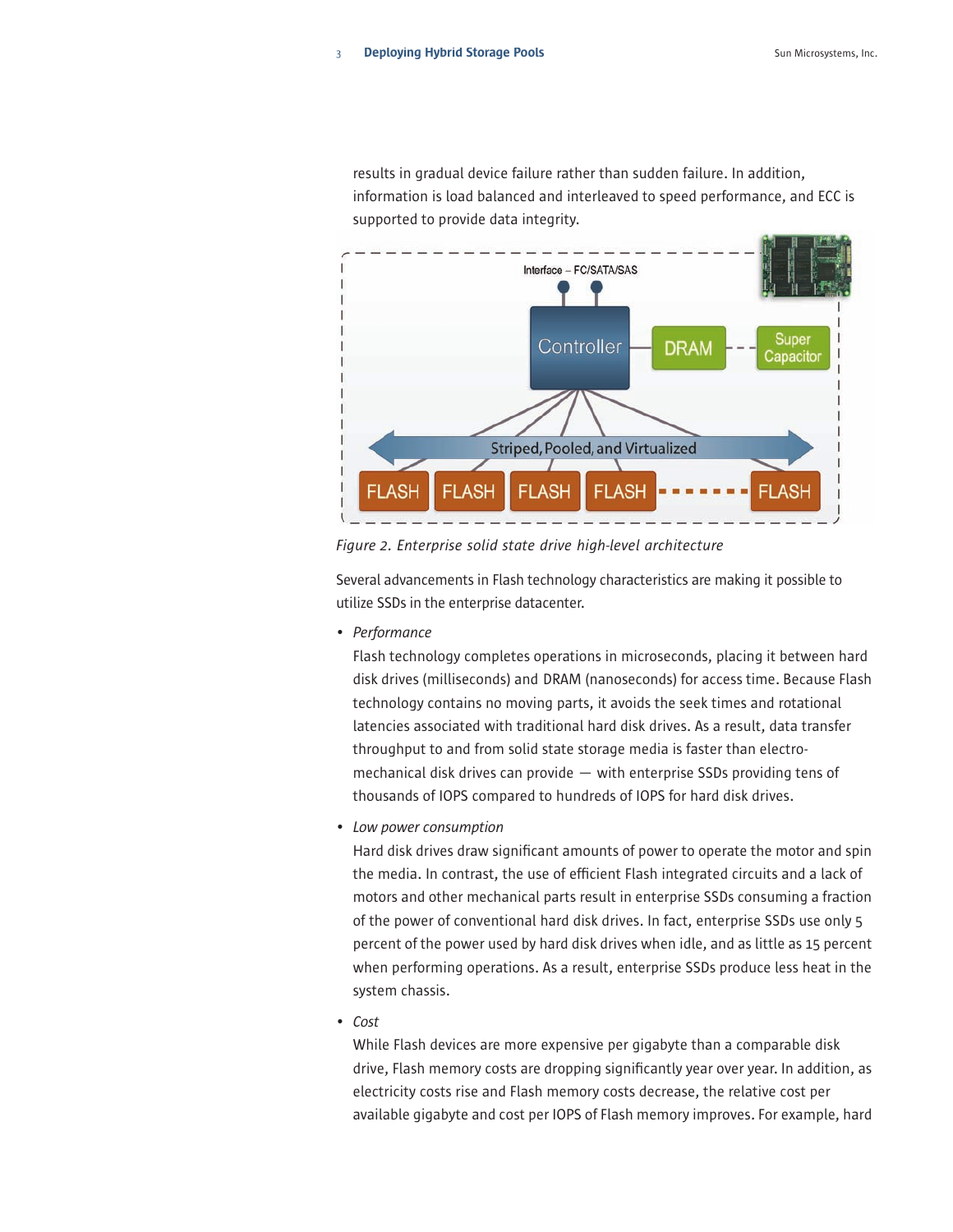results in gradual device failure rather than sudden failure. In addition, information is load balanced and interleaved to speed performance, and ECC is supported to provide data integrity.

Figure 2. Enterprise solid state drive high-level architecture

Several advancements in Flash technology characteristics are making it possible to utilize SSDs in the enterprise datacenter.

- *Performance*
  Flash technology completes operations in microseconds, placing it between hard disk drives (milliseconds) and DRAM (nanoseconds) for access time. Because Flash technology contains no moving parts, it avoids the seek times and rotational latencies associated with traditional hard disk drives. As a result, data transfer throughput to and from solid state storage media is faster than electro-mechanical disk drives can provide — with enterprise SSDs providing tens of thousands of IOPS compared to hundreds of IOPS for hard disk drives.

- *Low power consumption*
  Hard disk drives draw significant amounts of power to operate the motor and spin the media. In contrast, the use of efficient Flash integrated circuits and a lack of motors and other mechanical parts result in enterprise SSDs consuming a fraction of the power of conventional hard disk drives. In fact, enterprise SSDs use only 5 percent of the power used by hard disk drives when idle, and as little as 15 percent when performing operations. As a result, enterprise SSDs produce less heat in the system chassis.

- *Cost*
  While Flash devices are more expensive per gigabyte than a comparable disk drive, Flash memory costs are dropping significantly year over year. In addition, as electricity costs rise and Flash memory costs decrease, the relative cost per available gigabyte and cost per IOPS of Flash memory improves. For example, hard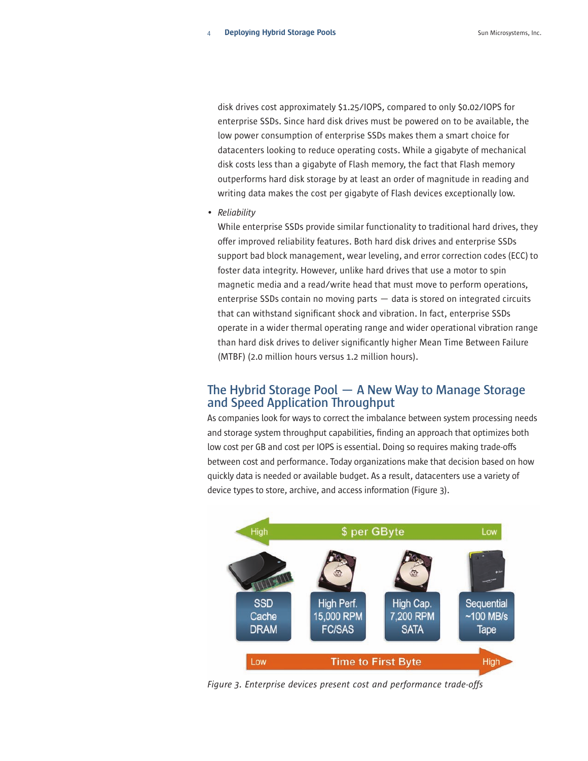disk drives cost approximately $1.25/IOPS, compared to only $0.02/IOPS for enterprise SSDs. Since hard disk drives must be powered on to be available, the low power consumption of enterprise SSDs makes them a smart choice for datacenters looking to reduce operating costs. While a gigabyte of mechanical disk costs less than a gigabyte of Flash memory, the fact that Flash memory outperforms hard disk storage by at least an order of magnitude in reading and writing data makes the cost per gigabyte of Flash devices exceptionally low.

- *Reliability*

  While enterprise SSDs provide similar functionality to traditional hard drives, they offer improved reliability features. Both hard disk drives and enterprise SSDs support bad block management, wear leveling, and error correction codes (ECC) to foster data integrity. However, unlike hard drives that use a motor to spin magnetic media and a read/write head that must move to perform operations, enterprise SSDs contain no moving parts — data is stored on integrated circuits that can withstand significant shock and vibration. In fact, enterprise SSDs operate in a wider thermal operating range and wider operational vibration range than hard disk drives to deliver significantly higher Mean Time Between Failure (MTBF) (2.0 million hours versus 1.2 million hours).

## The Hybrid Storage Pool — A New Way to Manage Storage and Speed Application Throughput

As companies look for ways to correct the imbalance between system processing needs and storage system throughput capabilities, finding an approach that optimizes both low cost per GB and cost per IOPS is essential. Doing so requires making trade-offs between cost and performance. Today organizations make that decision based on how quickly data is needed or available budget. As a result, datacenters use a variety of device types to store, archive, and access information (Figure 3).

*Figure 3. Enterprise devices present cost and performance trade-offs*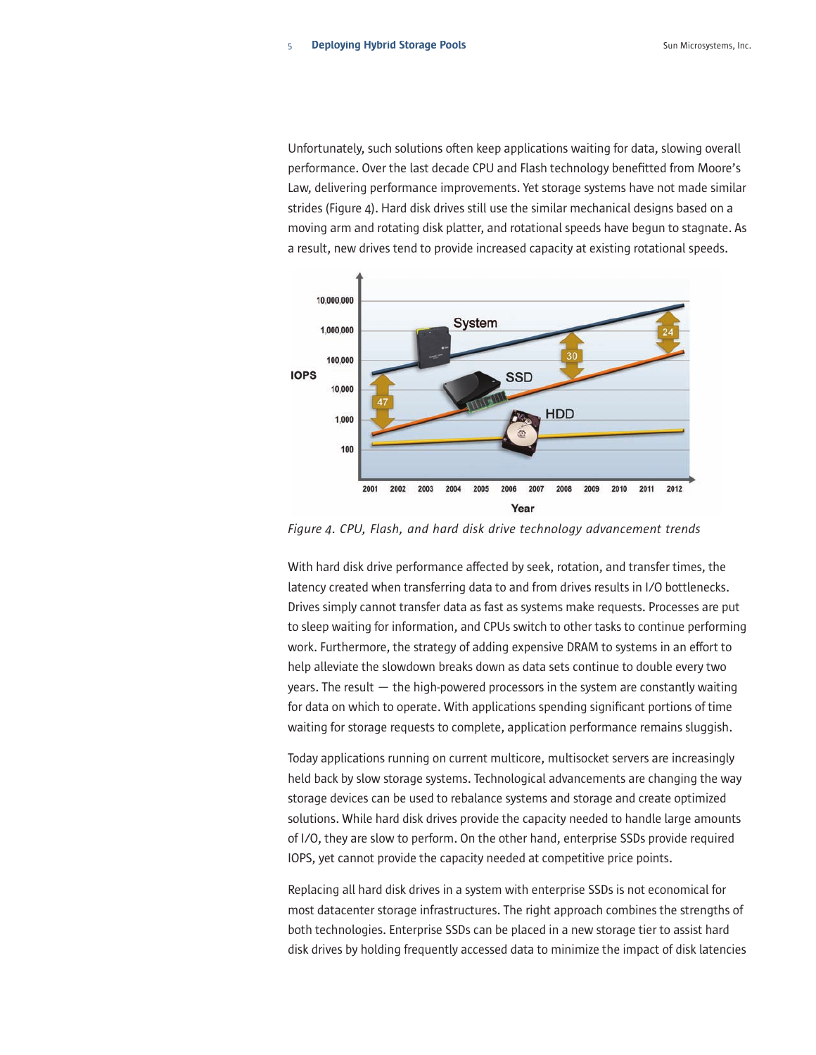Unfortunately, such solutions often keep applications waiting for data, slowing overall performance. Over the last decade CPU and Flash technology benefitted from Moore's Law, delivering performance improvements. Yet storage systems have not made similar strides (Figure 4). Hard disk drives still use the similar mechanical designs based on a moving arm and rotating disk platter, and rotational speeds have begun to stagnate. As a result, new drives tend to provide increased capacity at existing rotational speeds.

*Figure 4. CPU, Flash, and hard disk drive technology advancement trends*

With hard disk drive performance affected by seek, rotation, and transfer times, the latency created when transferring data to and from drives results in I/O bottlenecks. Drives simply cannot transfer data as fast as systems make requests. Processes are put to sleep waiting for information, and CPUs switch to other tasks to continue performing work. Furthermore, the strategy of adding expensive DRAM to systems in an effort to help alleviate the slowdown breaks down as data sets continue to double every two years. The result — the high-powered processors in the system are constantly waiting for data on which to operate. With applications spending significant portions of time waiting for storage requests to complete, application performance remains sluggish.

Today applications running on current multicore, multisocket servers are increasingly held back by slow storage systems. Technological advancements are changing the way storage devices can be used to rebalance systems and storage and create optimized solutions. While hard disk drives provide the capacity needed to handle large amounts of I/O, they are slow to perform. On the other hand, enterprise SSDs provide required IOPS, yet cannot provide the capacity needed at competitive price points.

Replacing all hard disk drives in a system with enterprise SSDs is not economical for most datacenter storage infrastructures. The right approach combines the strengths of both technologies. Enterprise SSDs can be placed in a new storage tier to assist hard disk drives by holding frequently accessed data to minimize the impact of disk latencies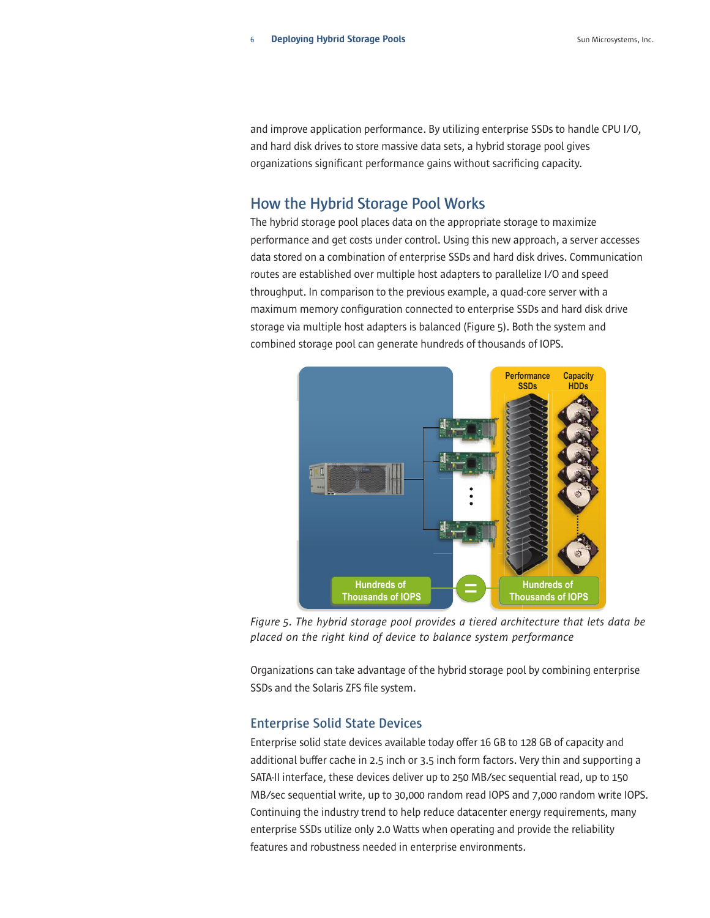and improve application performance. By utilizing enterprise SSDs to handle CPU I/O, and hard disk drives to store massive data sets, a hybrid storage pool gives organizations significant performance gains without sacrificing capacity.

## How the Hybrid Storage Pool Works

The hybrid storage pool places data on the appropriate storage to maximize performance and get costs under control. Using this new approach, a server accesses data stored on a combination of enterprise SSDs and hard disk drives. Communication routes are established over multiple host adapters to parallelize I/O and speed throughput. In comparison to the previous example, a quad-core server with a maximum memory configuration connected to enterprise SSDs and hard disk drive storage via multiple host adapters is balanced (Figure 5). Both the system and combined storage pool can generate hundreds of thousands of IOPS.

*Figure 5. The hybrid storage pool provides a tiered architecture that lets data be placed on the right kind of device to balance system performance*

Organizations can take advantage of the hybrid storage pool by combining enterprise SSDs and the Solaris ZFS file system.

### Enterprise Solid State Devices

Enterprise solid state devices available today offer 16 GB to 128 GB of capacity and additional buffer cache in 2.5 inch or 3.5 inch form factors. Very thin and supporting a SATA-II interface, these devices deliver up to 250 MB/sec sequential read, up to 150 MB/sec sequential write, up to 30,000 random read IOPS and 7,000 random write IOPS. Continuing the industry trend to help reduce datacenter energy requirements, many enterprise SSDs utilize only 2.0 Watts when operating and provide the reliability features and robustness needed in enterprise environments.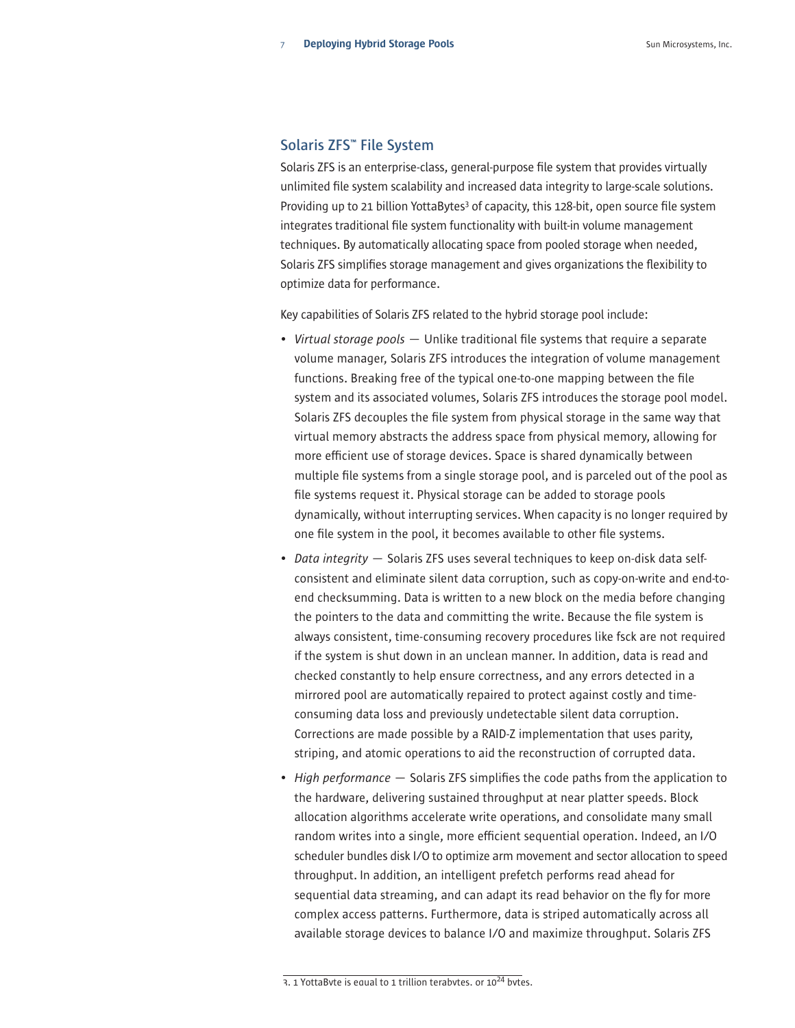## Solaris ZFS™ File System

Solaris ZFS is an enterprise-class, general-purpose file system that provides virtually unlimited file system scalability and increased data integrity to large-scale solutions. Providing up to 21 billion YottaBytes[3] of capacity, this 128-bit, open source file system integrates traditional file system functionality with built-in volume management techniques. By automatically allocating space from pooled storage when needed, Solaris ZFS simplifies storage management and gives organizations the flexibility to optimize data for performance.

Key capabilities of Solaris ZFS related to the hybrid storage pool include:

- *Virtual storage pools* — Unlike traditional file systems that require a separate volume manager, Solaris ZFS introduces the integration of volume management functions. Breaking free of the typical one-to-one mapping between the file system and its associated volumes, Solaris ZFS introduces the storage pool model. Solaris ZFS decouples the file system from physical storage in the same way that virtual memory abstracts the address space from physical memory, allowing for more efficient use of storage devices. Space is shared dynamically between multiple file systems from a single storage pool, and is parceled out of the pool as file systems request it. Physical storage can be added to storage pools dynamically, without interrupting services. When capacity is no longer required by one file system in the pool, it becomes available to other file systems.
- *Data integrity* — Solaris ZFS uses several techniques to keep on-disk data self-consistent and eliminate silent data corruption, such as copy-on-write and end-to-end checksumming. Data is written to a new block on the media before changing the pointers to the data and committing the write. Because the file system is always consistent, time-consuming recovery procedures like fsck are not required if the system is shut down in an unclean manner. In addition, data is read and checked constantly to help ensure correctness, and any errors detected in a mirrored pool are automatically repaired to protect against costly and time-consuming data loss and previously undetectable silent data corruption. Corrections are made possible by a RAID-Z implementation that uses parity, striping, and atomic operations to aid the reconstruction of corrupted data.
- *High performance* — Solaris ZFS simplifies the code paths from the application to the hardware, delivering sustained throughput at near platter speeds. Block allocation algorithms accelerate write operations, and consolidate many small random writes into a single, more efficient sequential operation. Indeed, an I/O scheduler bundles disk I/O to optimize arm movement and sector allocation to speed throughput. In addition, an intelligent prefetch performs read ahead for sequential data streaming, and can adapt its read behavior on the fly for more complex access patterns. Furthermore, data is striped automatically across all available storage devices to balance I/O and maximize throughput. Solaris ZFS

3. 1 YottaByte is equal to 1 trillion terabytes, or $10^{24}$ bytes.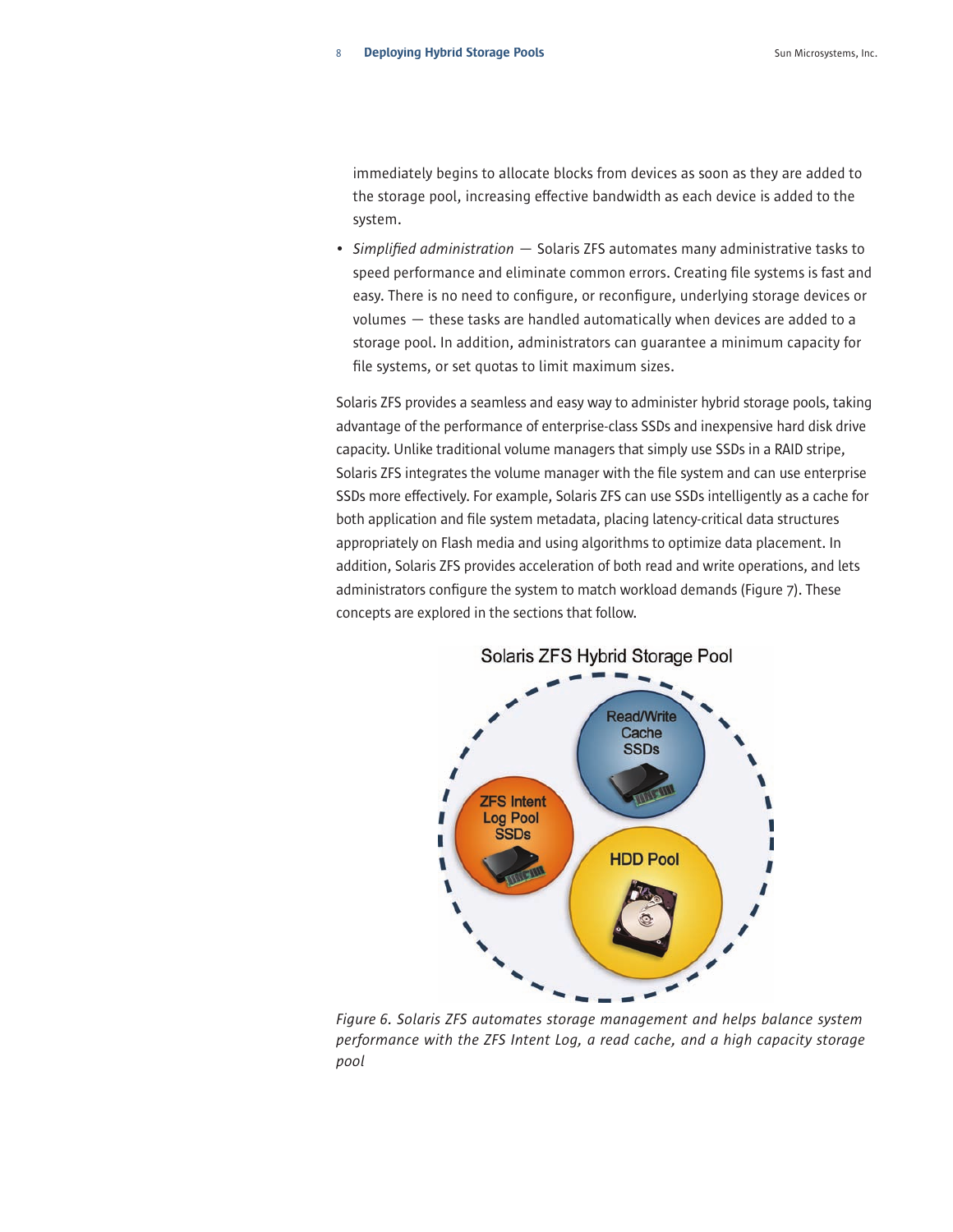immediately begins to allocate blocks from devices as soon as they are added to the storage pool, increasing effective bandwidth as each device is added to the system.

- *Simplified administration* — Solaris ZFS automates many administrative tasks to speed performance and eliminate common errors. Creating file systems is fast and easy. There is no need to configure, or reconfigure, underlying storage devices or volumes — these tasks are handled automatically when devices are added to a storage pool. In addition, administrators can guarantee a minimum capacity for file systems, or set quotas to limit maximum sizes.

Solaris ZFS provides a seamless and easy way to administer hybrid storage pools, taking advantage of the performance of enterprise-class SSDs and inexpensive hard disk drive capacity. Unlike traditional volume managers that simply use SSDs in a RAID stripe, Solaris ZFS integrates the volume manager with the file system and can use enterprise SSDs more effectively. For example, Solaris ZFS can use SSDs intelligently as a cache for both application and file system metadata, placing latency-critical data structures appropriately on Flash media and using algorithms to optimize data placement. In addition, Solaris ZFS provides acceleration of both read and write operations, and lets administrators configure the system to match workload demands (Figure 7). These concepts are explored in the sections that follow.

*Figure 6. Solaris ZFS automates storage management and helps balance system performance with the ZFS Intent Log, a read cache, and a high capacity storage pool*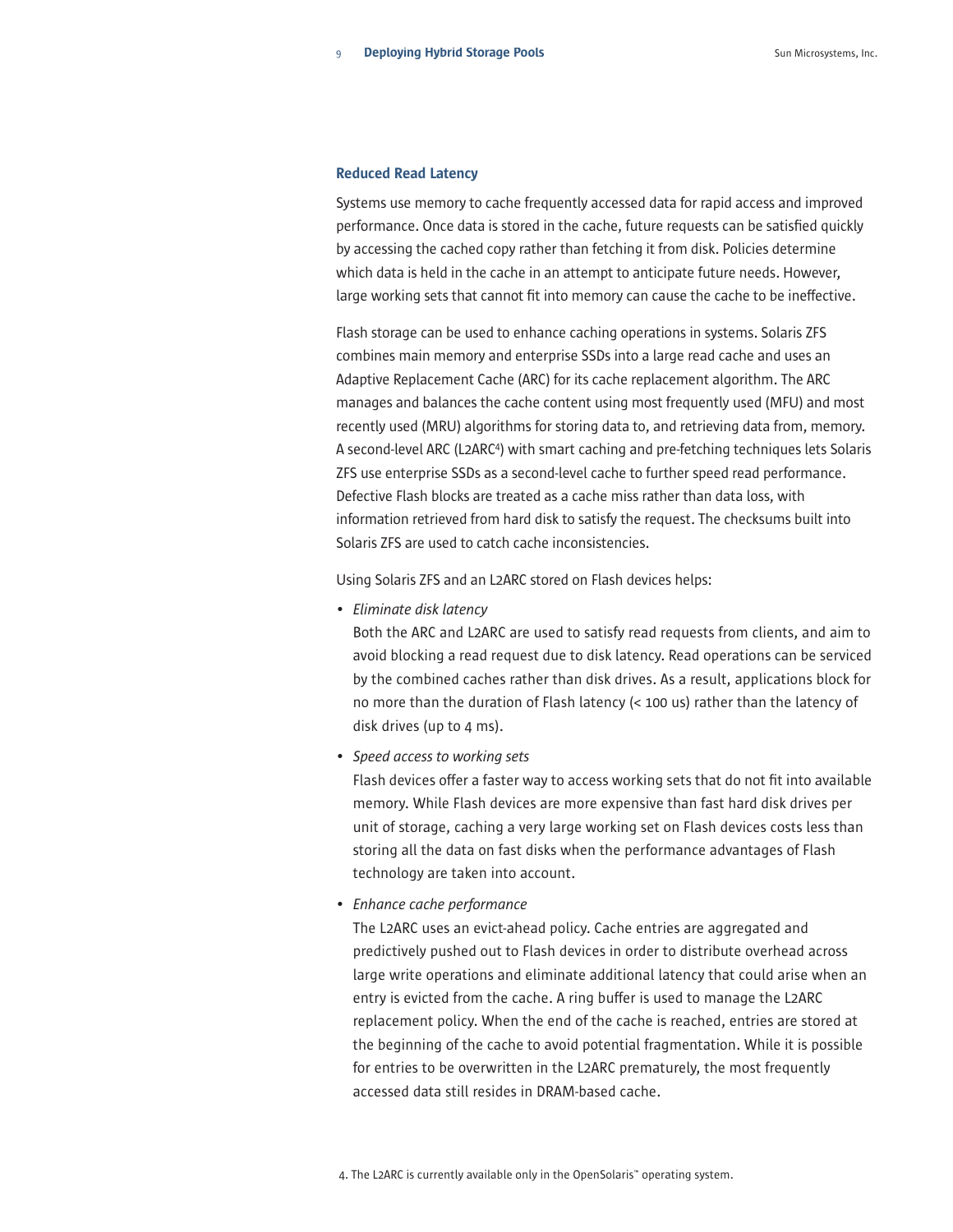### Reduced Read Latency

Systems use memory to cache frequently accessed data for rapid access and improved performance. Once data is stored in the cache, future requests can be satisfied quickly by accessing the cached copy rather than fetching it from disk. Policies determine which data is held in the cache in an attempt to anticipate future needs. However, large working sets that cannot fit into memory can cause the cache to be ineffective.

Flash storage can be used to enhance caching operations in systems. Solaris ZFS combines main memory and enterprise SSDs into a large read cache and uses an Adaptive Replacement Cache (ARC) for its cache replacement algorithm. The ARC manages and balances the cache content using most frequently used (MFU) and most recently used (MRU) algorithms for storing data to, and retrieving data from, memory. A second-level ARC (L2ARC[4]) with smart caching and pre-fetching techniques lets Solaris ZFS use enterprise SSDs as a second-level cache to further speed read performance. Defective Flash blocks are treated as a cache miss rather than data loss, with information retrieved from hard disk to satisfy the request. The checksums built into Solaris ZFS are used to catch cache inconsistencies.

Using Solaris ZFS and an L2ARC stored on Flash devices helps:

- *Eliminate disk latency*
  Both the ARC and L2ARC are used to satisfy read requests from clients, and aim to avoid blocking a read request due to disk latency. Read operations can be serviced by the combined caches rather than disk drives. As a result, applications block for no more than the duration of Flash latency (< 100 us) rather than the latency of disk drives (up to 4 ms).
- *Speed access to working sets*
  Flash devices offer a faster way to access working sets that do not fit into available memory. While Flash devices are more expensive than fast hard disk drives per unit of storage, caching a very large working set on Flash devices costs less than storing all the data on fast disks when the performance advantages of Flash technology are taken into account.
- *Enhance cache performance*
  The L2ARC uses an evict-ahead policy. Cache entries are aggregated and predictively pushed out to Flash devices in order to distribute overhead across large write operations and eliminate additional latency that could arise when an entry is evicted from the cache. A ring buffer is used to manage the L2ARC replacement policy. When the end of the cache is reached, entries are stored at the beginning of the cache to avoid potential fragmentation. While it is possible for entries to be overwritten in the L2ARC prematurely, the most frequently accessed data still resides in DRAM-based cache.

4. The L2ARC is currently available only in the OpenSolaris™ operating system.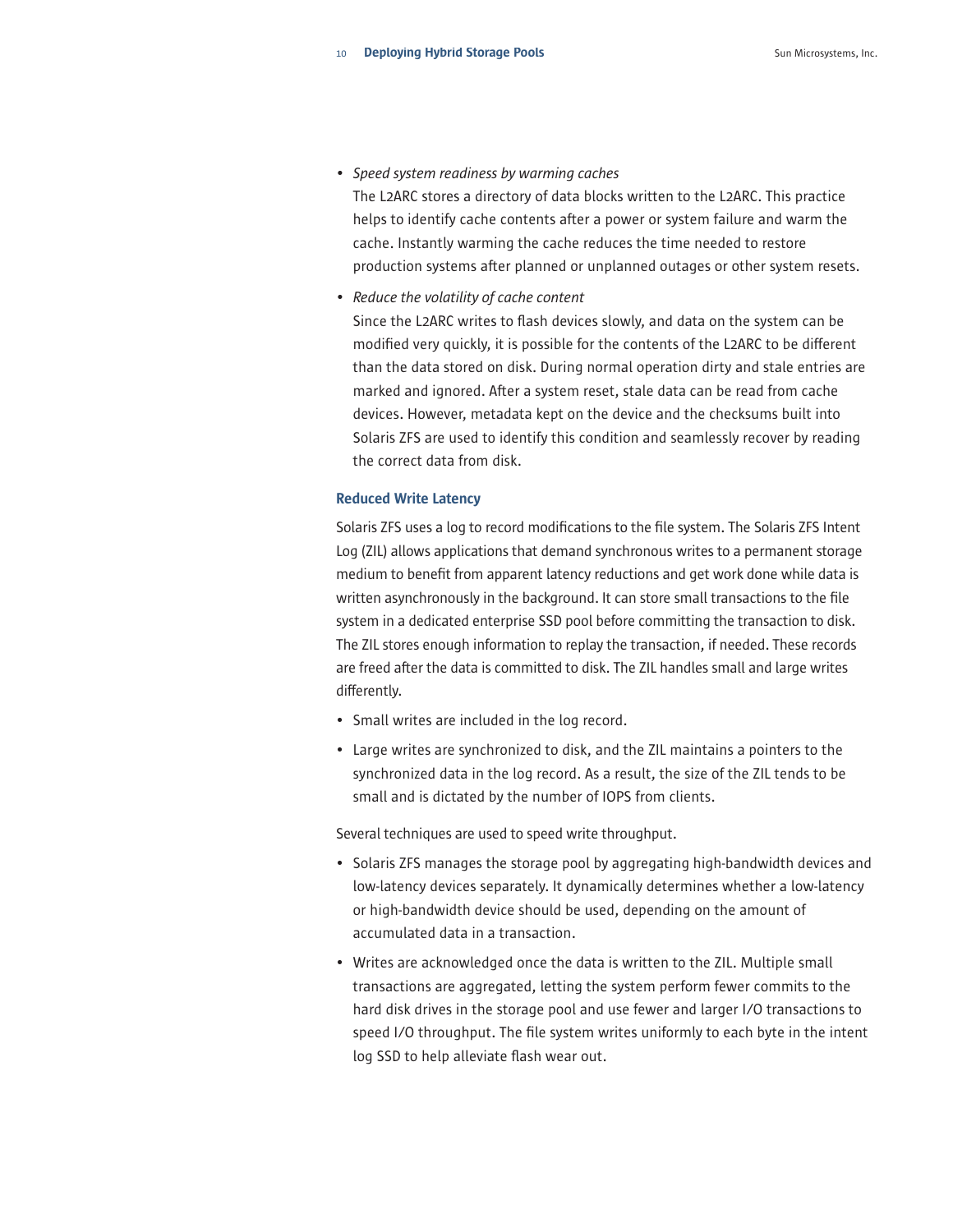- *Speed system readiness by warming caches*
  The L2ARC stores a directory of data blocks written to the L2ARC. This practice helps to identify cache contents after a power or system failure and warm the cache. Instantly warming the cache reduces the time needed to restore production systems after planned or unplanned outages or other system resets.

- *Reduce the volatility of cache content*
  Since the L2ARC writes to flash devices slowly, and data on the system can be modified very quickly, it is possible for the contents of the L2ARC to be different than the data stored on disk. During normal operation dirty and stale entries are marked and ignored. After a system reset, stale data can be read from cache devices. However, metadata kept on the device and the checksums built into Solaris ZFS are used to identify this condition and seamlessly recover by reading the correct data from disk.

### Reduced Write Latency

Solaris ZFS uses a log to record modifications to the file system. The Solaris ZFS Intent Log (ZIL) allows applications that demand synchronous writes to a permanent storage medium to benefit from apparent latency reductions and get work done while data is written asynchronously in the background. It can store small transactions to the file system in a dedicated enterprise SSD pool before committing the transaction to disk. The ZIL stores enough information to replay the transaction, if needed. These records are freed after the data is committed to disk. The ZIL handles small and large writes differently.

- Small writes are included in the log record.
- Large writes are synchronized to disk, and the ZIL maintains a pointers to the synchronized data in the log record. As a result, the size of the ZIL tends to be small and is dictated by the number of IOPS from clients.

Several techniques are used to speed write throughput.

- Solaris ZFS manages the storage pool by aggregating high-bandwidth devices and low-latency devices separately. It dynamically determines whether a low-latency or high-bandwidth device should be used, depending on the amount of accumulated data in a transaction.
- Writes are acknowledged once the data is written to the ZIL. Multiple small transactions are aggregated, letting the system perform fewer commits to the hard disk drives in the storage pool and use fewer and larger I/O transactions to speed I/O throughput. The file system writes uniformly to each byte in the intent log SSD to help alleviate flash wear out.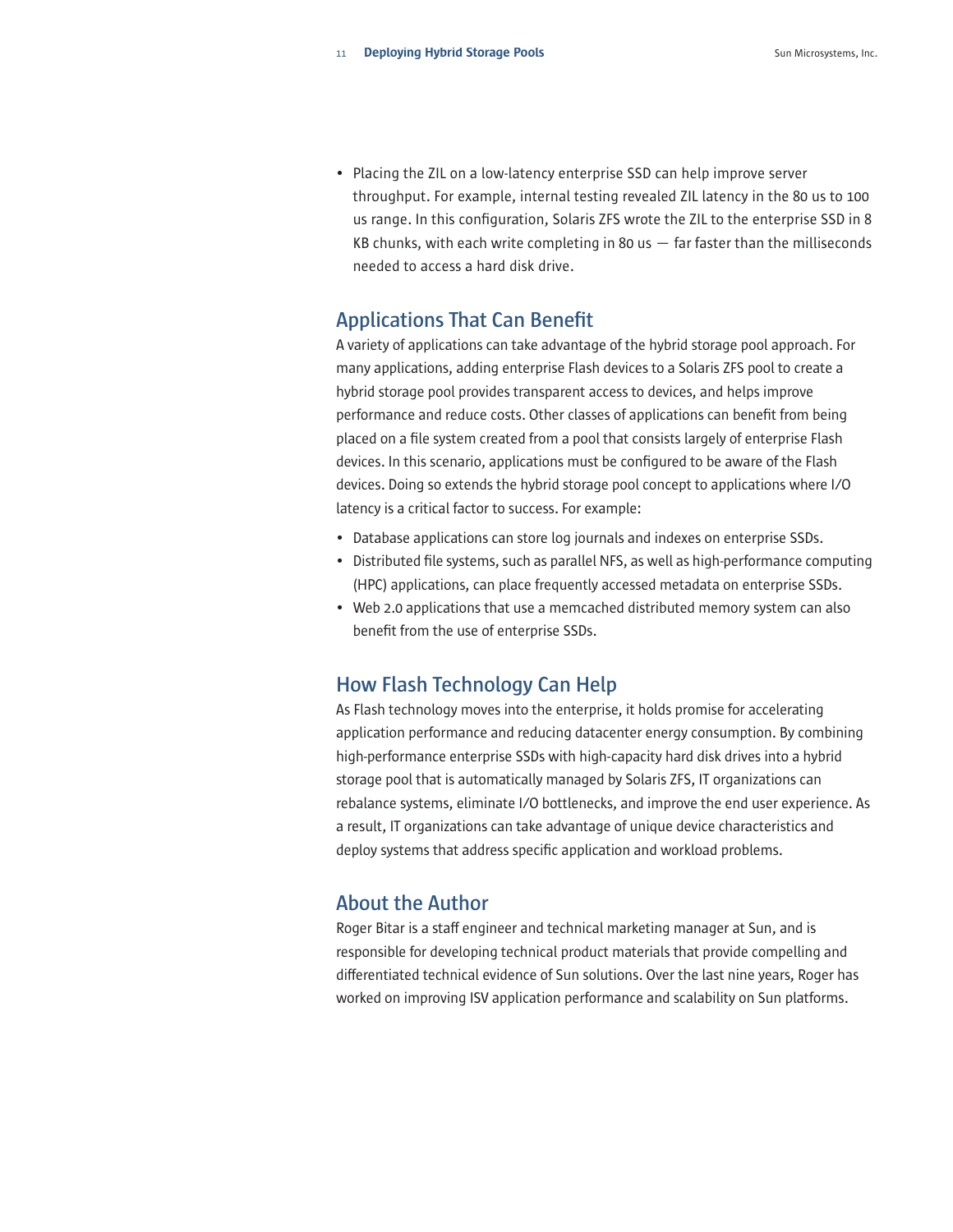- Placing the ZIL on a low-latency enterprise SSD can help improve server throughput. For example, internal testing revealed ZIL latency in the 80 us to 100 us range. In this configuration, Solaris ZFS wrote the ZIL to the enterprise SSD in 8 KB chunks, with each write completing in 80 us — far faster than the milliseconds needed to access a hard disk drive.

## Applications That Can Benefit

A variety of applications can take advantage of the hybrid storage pool approach. For many applications, adding enterprise Flash devices to a Solaris ZFS pool to create a hybrid storage pool provides transparent access to devices, and helps improve performance and reduce costs. Other classes of applications can benefit from being placed on a file system created from a pool that consists largely of enterprise Flash devices. In this scenario, applications must be configured to be aware of the Flash devices. Doing so extends the hybrid storage pool concept to applications where I/O latency is a critical factor to success. For example:

- Database applications can store log journals and indexes on enterprise SSDs.
- Distributed file systems, such as parallel NFS, as well as high-performance computing (HPC) applications, can place frequently accessed metadata on enterprise SSDs.
- Web 2.0 applications that use a memcached distributed memory system can also benefit from the use of enterprise SSDs.

## How Flash Technology Can Help

As Flash technology moves into the enterprise, it holds promise for accelerating application performance and reducing datacenter energy consumption. By combining high-performance enterprise SSDs with high-capacity hard disk drives into a hybrid storage pool that is automatically managed by Solaris ZFS, IT organizations can rebalance systems, eliminate I/O bottlenecks, and improve the end user experience. As a result, IT organizations can take advantage of unique device characteristics and deploy systems that address specific application and workload problems.

## About the Author

Roger Bitar is a staff engineer and technical marketing manager at Sun, and is responsible for developing technical product materials that provide compelling and differentiated technical evidence of Sun solutions. Over the last nine years, Roger has worked on improving ISV application performance and scalability on Sun platforms.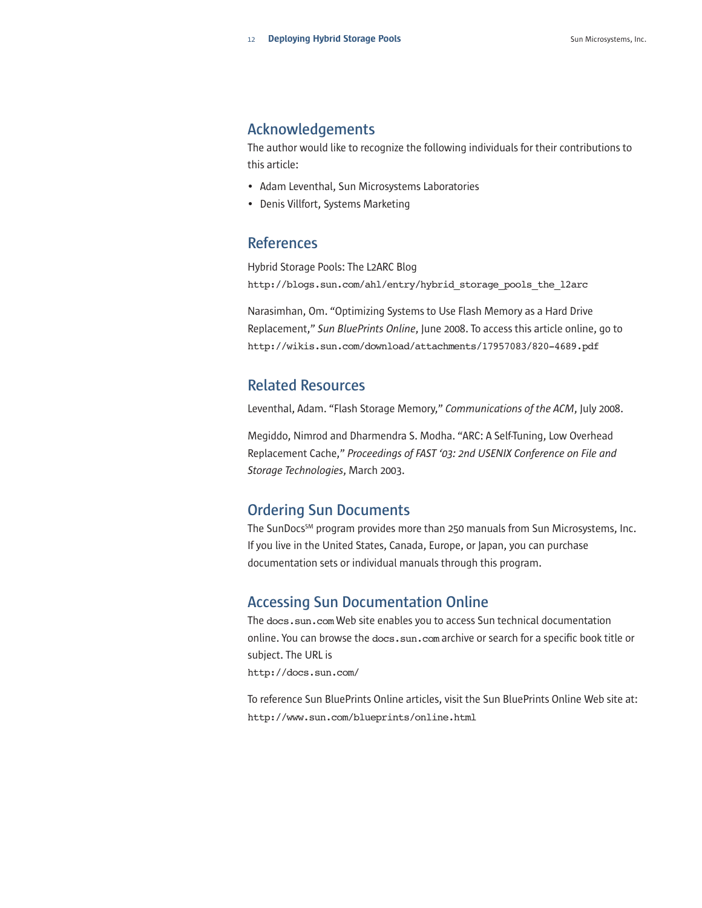## Acknowledgements

The author would like to recognize the following individuals for their contributions to this article:

- Adam Leventhal, Sun Microsystems Laboratories
- Denis Villfort, Systems Marketing

## References

Hybrid Storage Pools: The L2ARC Blog
`http://blogs.sun.com/ahl/entry/hybrid_storage_pools_the_l2arc`

Narasimhan, Om. "Optimizing Systems to Use Flash Memory as a Hard Drive Replacement," *Sun BluePrints Online*, June 2008. To access this article online, go to
`http://wikis.sun.com/download/attachments/17957083/820-4689.pdf`

## Related Resources

Leventhal, Adam. "Flash Storage Memory," *Communications of the ACM*, July 2008.

Megiddo, Nimrod and Dharmendra S. Modha. "ARC: A Self-Tuning, Low Overhead Replacement Cache," *Proceedings of FAST '03: 2nd USENIX Conference on File and Storage Technologies*, March 2003.

## Ordering Sun Documents

The SunDocs[SM] program provides more than 250 manuals from Sun Microsystems, Inc. If you live in the United States, Canada, Europe, or Japan, you can purchase documentation sets or individual manuals through this program.

## Accessing Sun Documentation Online

The `docs.sun.com` Web site enables you to access Sun technical documentation online. You can browse the `docs.sun.com` archive or search for a specific book title or subject. The URL is
`http://docs.sun.com/`

To reference Sun BluePrints Online articles, visit the Sun BluePrints Online Web site at:
`http://www.sun.com/blueprints/online.html`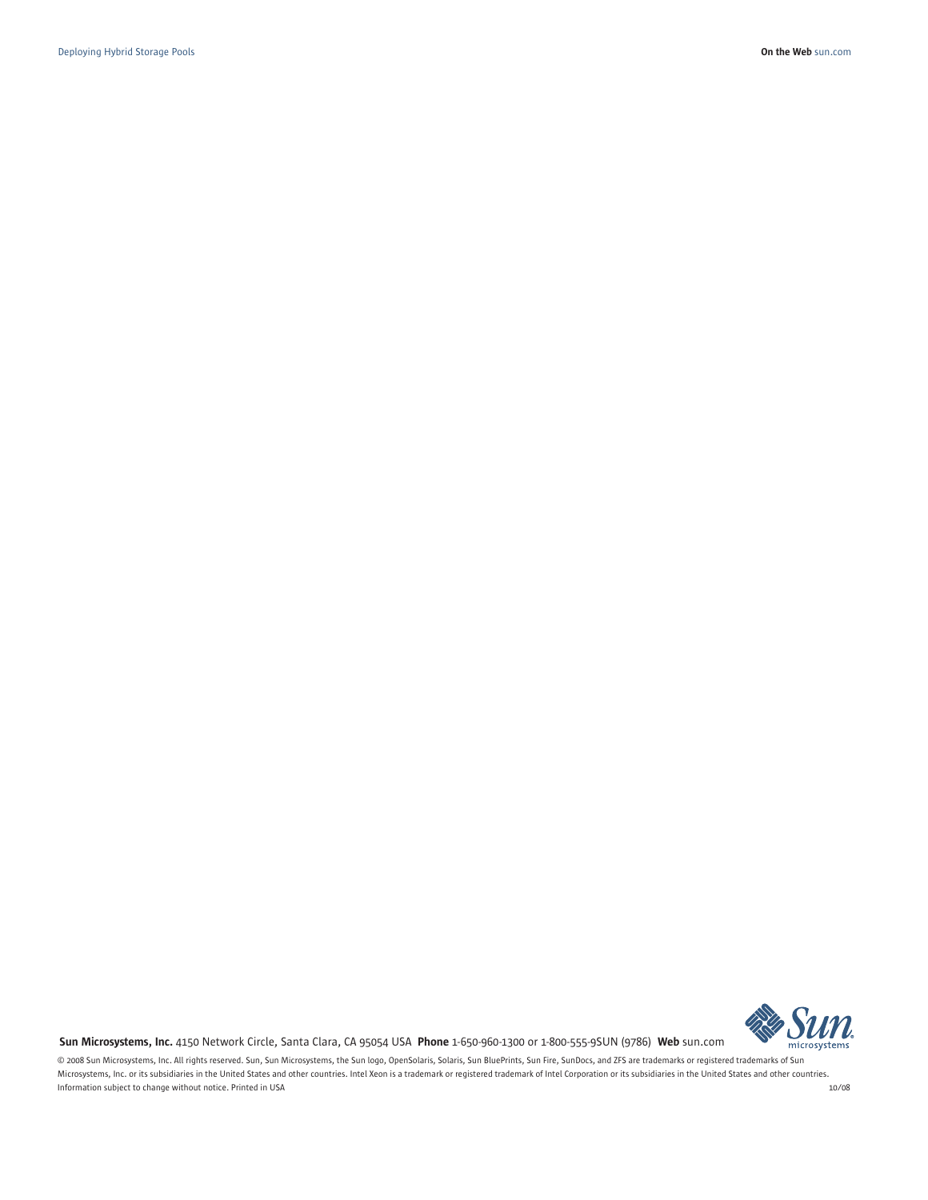**Sun Microsystems, Inc.** 4150 Network Circle, Santa Clara, CA 95054 USA **Phone** 1-650-960-1300 or 1-800-555-9SUN (9786) **Web** sun.com

© 2008 Sun Microsystems, Inc. All rights reserved. Sun, Sun Microsystems, the Sun logo, OpenSolaris, Solaris, Sun BluePrints, Sun Fire, SunDocs, and ZFS are trademarks or registered trademarks of Sun Microsystems, Inc. or its subsidiaries in the United States and other countries. Intel Xeon is a trademark or registered trademark of Intel Corporation or its subsidiaries in the United States and other countries. Information subject to change without notice. Printed in USA

10/08